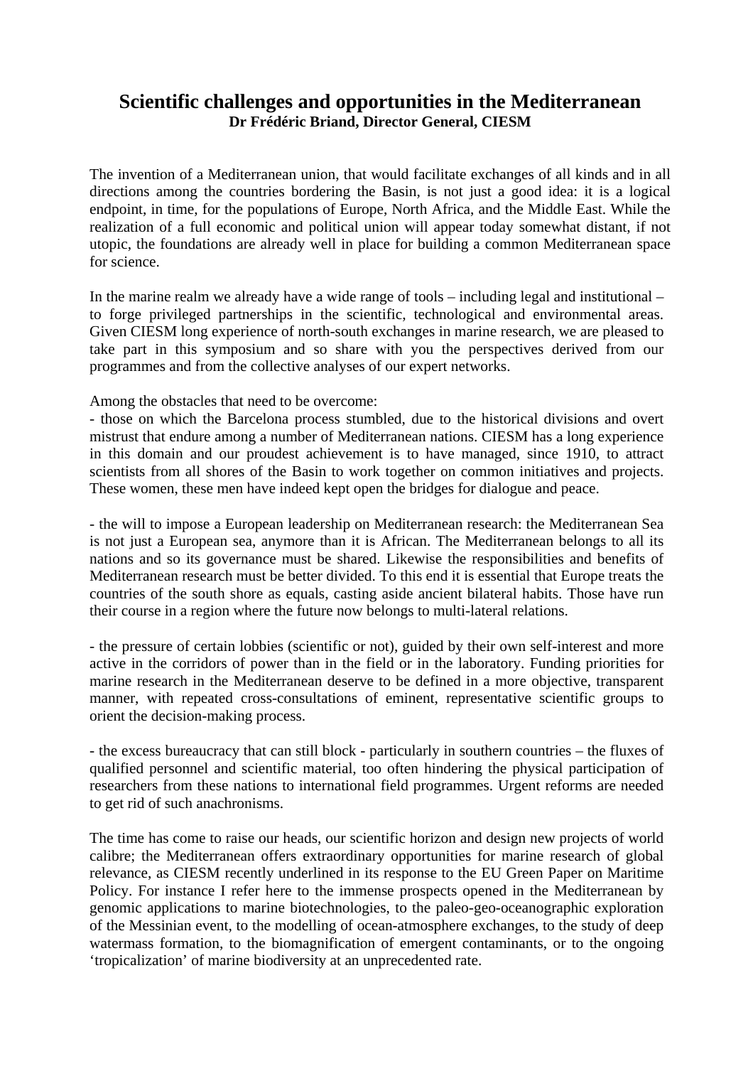# Scientific challenges and opportunities in the Mediterranean

**Dr Frédéric Briand, Director General, CIESM**

The invention of a Mediterranean union, that would facilitate exchanges of all kinds and in all directions among the countries bordering the Basin, is not just a good idea: it is a logical endpoint, in time, for the populations of Europe, North Africa, and the Middle East. While the realization of a full economic and political union will appear today somewhat distant, if not utopic, the foundations are already well in place for building a common Mediterranean space for science.

In the marine realm we already have a wide range of tools – including legal and institutional – to forge privileged partnerships in the scientific, technological and environmental areas. Given CIESM long experience of north-south exchanges in marine research, we are pleased to take part in this symposium and so share with you the perspectives derived from our programmes and from the collective analyses of our expert networks.

Among the obstacles that need to be overcome:

- those on which the Barcelona process stumbled, due to the historical divisions and overt mistrust that endure among a number of Mediterranean nations. CIESM has a long experience in this domain and our proudest achievement is to have managed, since 1910, to attract scientists from all shores of the Basin to work together on common initiatives and projects. These women, these men have indeed kept open the bridges for dialogue and peace.

- the will to impose a European leadership on Mediterranean research: the Mediterranean Sea is not just a European sea, anymore than it is African. The Mediterranean belongs to all its nations and so its governance must be shared. Likewise the responsibilities and benefits of Mediterranean research must be better divided. To this end it is essential that Europe treats the countries of the south shore as equals, casting aside ancient bilateral habits. Those have run their course in a region where the future now belongs to multi-lateral relations.

- the pressure of certain lobbies (scientific or not), guided by their own self-interest and more active in the corridors of power than in the field or in the laboratory. Funding priorities for marine research in the Mediterranean deserve to be defined in a more objective, transparent manner, with repeated cross-consultations of eminent, representative scientific groups to orient the decision-making process.

- the excess bureaucracy that can still block - particularly in southern countries – the fluxes of qualified personnel and scientific material, too often hindering the physical participation of researchers from these nations to international field programmes. Urgent reforms are needed to get rid of such anachronisms.

The time has come to raise our heads, our scientific horizon and design new projects of world calibre; the Mediterranean offers extraordinary opportunities for marine research of global relevance, as CIESM recently underlined in its response to the EU Green Paper on Maritime Policy. For instance I refer here to the immense prospects opened in the Mediterranean by genomic applications to marine biotechnologies, to the paleo-geo-oceanographic exploration of the Messinian event, to the modelling of ocean-atmosphere exchanges, to the study of deep watermass formation, to the biomagnification of emergent contaminants, or to the ongoing 'tropicalization' of marine biodiversity at an unprecedented rate.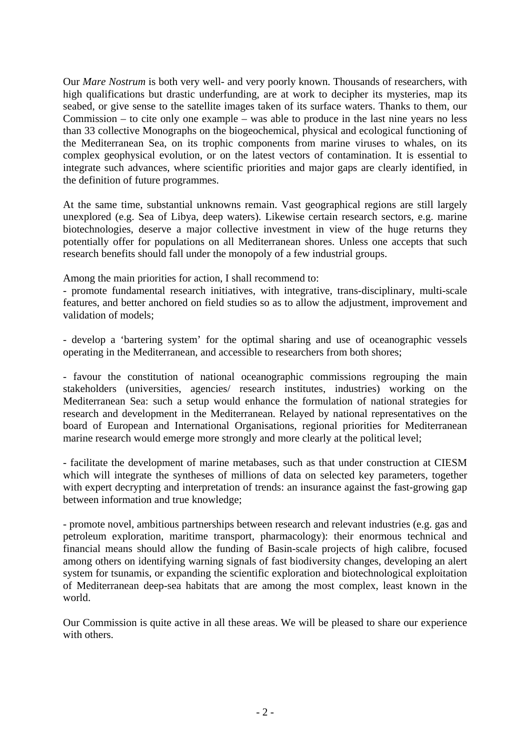Our *Mare Nostrum* is both very well- and very poorly known. Thousands of researchers, with high qualifications but drastic underfunding, are at work to decipher its mysteries, map its seabed, or give sense to the satellite images taken of its surface waters. Thanks to them, our Commission – to cite only one example – was able to produce in the last nine years no less than 33 collective Monographs on the biogeochemical, physical and ecological functioning of the Mediterranean Sea, on its trophic components from marine viruses to whales, on its complex geophysical evolution, or on the latest vectors of contamination. It is essential to integrate such advances, where scientific priorities and major gaps are clearly identified, in the definition of future programmes.

At the same time, substantial unknowns remain. Vast geographical regions are still largely unexplored (e.g. Sea of Libya, deep waters). Likewise certain research sectors, e.g. marine biotechnologies, deserve a major collective investment in view of the huge returns they potentially offer for populations on all Mediterranean shores. Unless one accepts that such research benefits should fall under the monopoly of a few industrial groups.

Among the main priorities for action, I shall recommend to:

- promote fundamental research initiatives, with integrative, trans-disciplinary, multi-scale features, and better anchored on field studies so as to allow the adjustment, improvement and validation of models;

- develop a 'bartering system' for the optimal sharing and use of oceanographic vessels operating in the Mediterranean, and accessible to researchers from both shores;

- favour the constitution of national oceanographic commissions regrouping the main stakeholders (universities, agencies/ research institutes, industries) working on the Mediterranean Sea: such a setup would enhance the formulation of national strategies for research and development in the Mediterranean. Relayed by national representatives on the board of European and International Organisations, regional priorities for Mediterranean marine research would emerge more strongly and more clearly at the political level;

- facilitate the development of marine metabases, such as that under construction at CIESM which will integrate the syntheses of millions of data on selected key parameters, together with expert decrypting and interpretation of trends: an insurance against the fast-growing gap between information and true knowledge;

- promote novel, ambitious partnerships between research and relevant industries (e.g. gas and petroleum exploration, maritime transport, pharmacology): their enormous technical and financial means should allow the funding of Basin-scale projects of high calibre, focused among others on identifying warning signals of fast biodiversity changes, developing an alert system for tsunamis, or expanding the scientific exploration and biotechnological exploitation of Mediterranean deep-sea habitats that are among the most complex, least known in the world.

Our Commission is quite active in all these areas. We will be pleased to share our experience with others.